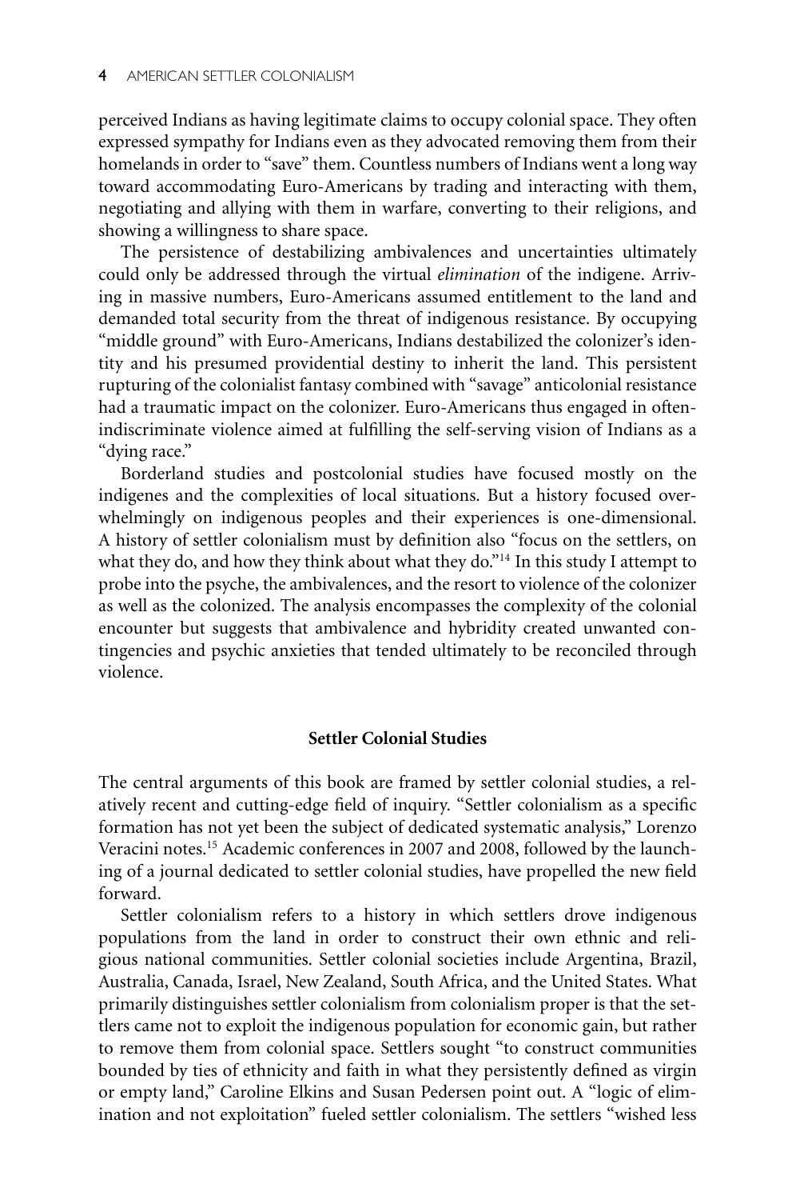perceived Indians as having legitimate claims to occupy colonial space. They often expressed sympathy for Indians even as they advocated removing them from their homelands in order to "save" them. Countless numbers of Indians went a long way toward accommodating Euro-Americans by trading and interacting with them, negotiating and allying with them in warfare, converting to their religions, and showing a willingness to share space.

The persistence of destabilizing ambivalences and uncertainties ultimately could only be addressed through the virtual *elimination* of the indigene. Arriving in massive numbers, Euro-Americans assumed entitlement to the land and demanded total security from the threat of indigenous resistance. By occupying "middle ground" with Euro-Americans, Indians destabilized the colonizer's identity and his presumed providential destiny to inherit the land. This persistent rupturing of the colonialist fantasy combined with "savage" anticolonial resistance had a traumatic impact on the colonizer. Euro-Americans thus engaged in often-indiscriminate violence aimed at fulfilling the self-serving vision of Indians as a "dying race."

Borderland studies and postcolonial studies have focused mostly on the indigenes and the complexities of local situations. But a history focused overwhelmingly on indigenous peoples and their experiences is one-dimensional. A history of settler colonialism must by definition also "focus on the settlers, on what they do, and how they think about what they do."[14] In this study I attempt to probe into the psyche, the ambivalences, and the resort to violence of the colonizer as well as the colonized. The analysis encompasses the complexity of the colonial encounter but suggests that ambivalence and hybridity created unwanted contingencies and psychic anxieties that tended ultimately to be reconciled through violence.

## Settler Colonial Studies

The central arguments of this book are framed by settler colonial studies, a relatively recent and cutting-edge field of inquiry. "Settler colonialism as a specific formation has not yet been the subject of dedicated systematic analysis," Lorenzo Veracini notes.[15] Academic conferences in 2007 and 2008, followed by the launching of a journal dedicated to settler colonial studies, have propelled the new field forward.

Settler colonialism refers to a history in which settlers drove indigenous populations from the land in order to construct their own ethnic and religious national communities. Settler colonial societies include Argentina, Brazil, Australia, Canada, Israel, New Zealand, South Africa, and the United States. What primarily distinguishes settler colonialism from colonialism proper is that the settlers came not to exploit the indigenous population for economic gain, but rather to remove them from colonial space. Settlers sought "to construct communities bounded by ties of ethnicity and faith in what they persistently defined as virgin or empty land," Caroline Elkins and Susan Pedersen point out. A "logic of elimination and not exploitation" fueled settler colonialism. The settlers "wished less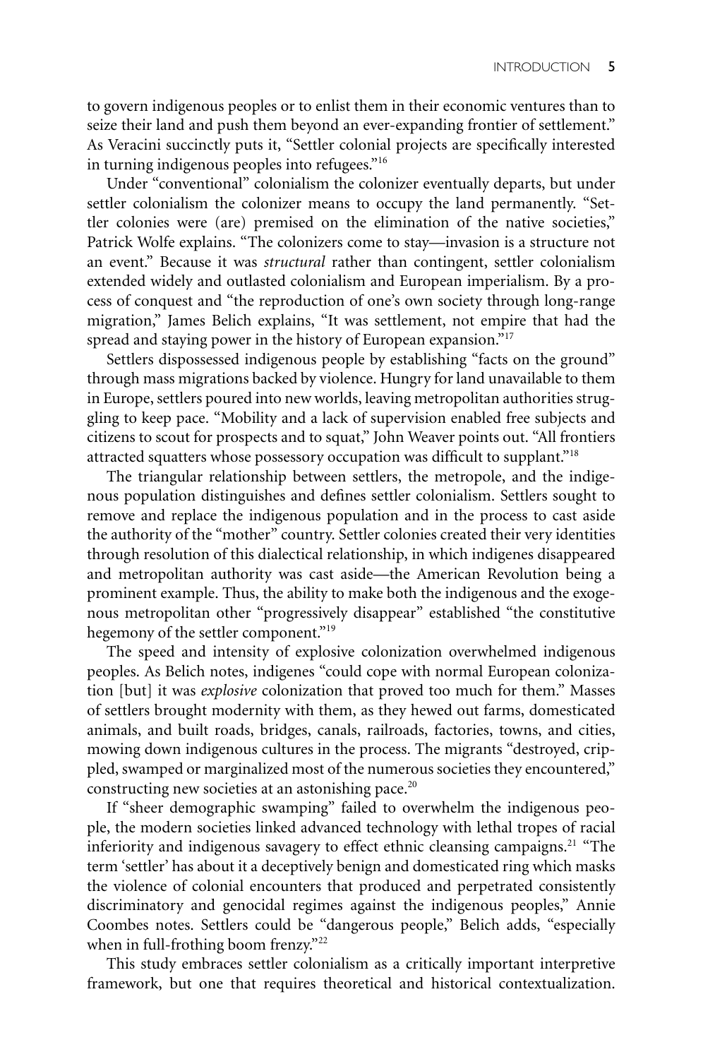to govern indigenous peoples or to enlist them in their economic ventures than to seize their land and push them beyond an ever-expanding frontier of settlement." As Veracini succinctly puts it, "Settler colonial projects are specifically interested in turning indigenous peoples into refugees."[16]

Under "conventional" colonialism the colonizer eventually departs, but under settler colonialism the colonizer means to occupy the land permanently. "Settler colonies were (are) premised on the elimination of the native societies," Patrick Wolfe explains. "The colonizers come to stay—invasion is a structure not an event." Because it was *structural* rather than contingent, settler colonialism extended widely and outlasted colonialism and European imperialism. By a process of conquest and "the reproduction of one's own society through long-range migration," James Belich explains, "It was settlement, not empire that had the spread and staying power in the history of European expansion."[17]

Settlers dispossessed indigenous people by establishing "facts on the ground" through mass migrations backed by violence. Hungry for land unavailable to them in Europe, settlers poured into new worlds, leaving metropolitan authorities struggling to keep pace. "Mobility and a lack of supervision enabled free subjects and citizens to scout for prospects and to squat," John Weaver points out. "All frontiers attracted squatters whose possessory occupation was difficult to supplant."[18]

The triangular relationship between settlers, the metropole, and the indigenous population distinguishes and defines settler colonialism. Settlers sought to remove and replace the indigenous population and in the process to cast aside the authority of the "mother" country. Settler colonies created their very identities through resolution of this dialectical relationship, in which indigenes disappeared and metropolitan authority was cast aside—the American Revolution being a prominent example. Thus, the ability to make both the indigenous and the exogenous metropolitan other "progressively disappear" established "the constitutive hegemony of the settler component."[19]

The speed and intensity of explosive colonization overwhelmed indigenous peoples. As Belich notes, indigenes "could cope with normal European colonization [but] it was *explosive* colonization that proved too much for them." Masses of settlers brought modernity with them, as they hewed out farms, domesticated animals, and built roads, bridges, canals, railroads, factories, towns, and cities, mowing down indigenous cultures in the process. The migrants "destroyed, crippled, swamped or marginalized most of the numerous societies they encountered," constructing new societies at an astonishing pace.[20]

If "sheer demographic swamping" failed to overwhelm the indigenous people, the modern societies linked advanced technology with lethal tropes of racial inferiority and indigenous savagery to effect ethnic cleansing campaigns.[21] "The term 'settler' has about it a deceptively benign and domesticated ring which masks the violence of colonial encounters that produced and perpetrated consistently discriminatory and genocidal regimes against the indigenous peoples," Annie Coombes notes. Settlers could be "dangerous people," Belich adds, "especially when in full-frothing boom frenzy."[22]

This study embraces settler colonialism as a critically important interpretive framework, but one that requires theoretical and historical contextualization.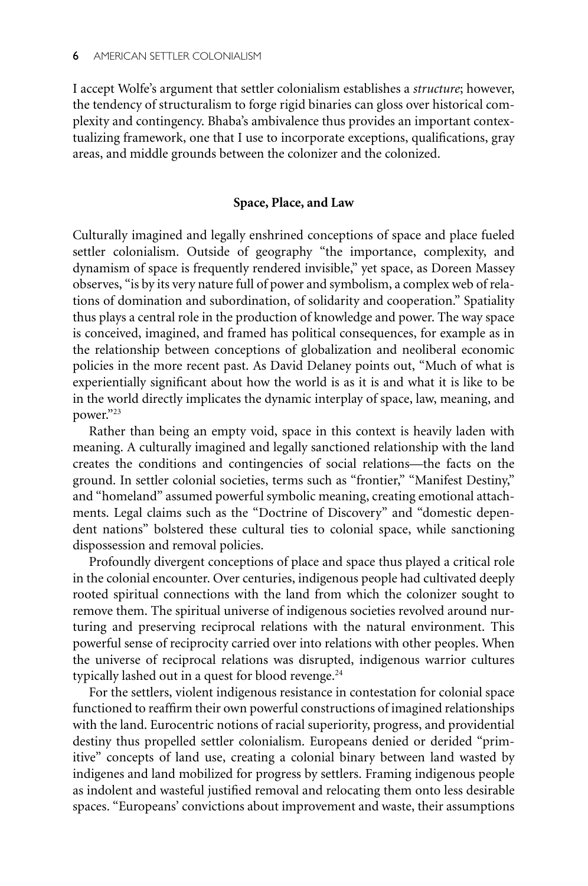I accept Wolfe's argument that settler colonialism establishes a *structure*; however, the tendency of structuralism to forge rigid binaries can gloss over historical complexity and contingency. Bhaba's ambivalence thus provides an important contextualizing framework, one that I use to incorporate exceptions, qualifications, gray areas, and middle grounds between the colonizer and the colonized.

## Space, Place, and Law

Culturally imagined and legally enshrined conceptions of space and place fueled settler colonialism. Outside of geography "the importance, complexity, and dynamism of space is frequently rendered invisible," yet space, as Doreen Massey observes, "is by its very nature full of power and symbolism, a complex web of relations of domination and subordination, of solidarity and cooperation." Spatiality thus plays a central role in the production of knowledge and power. The way space is conceived, imagined, and framed has political consequences, for example as in the relationship between conceptions of globalization and neoliberal economic policies in the more recent past. As David Delaney points out, "Much of what is experientially significant about how the world is as it is and what it is like to be in the world directly implicates the dynamic interplay of space, law, meaning, and power."[23]

Rather than being an empty void, space in this context is heavily laden with meaning. A culturally imagined and legally sanctioned relationship with the land creates the conditions and contingencies of social relations—the facts on the ground. In settler colonial societies, terms such as "frontier," "Manifest Destiny," and "homeland" assumed powerful symbolic meaning, creating emotional attachments. Legal claims such as the "Doctrine of Discovery" and "domestic dependent nations" bolstered these cultural ties to colonial space, while sanctioning dispossession and removal policies.

Profoundly divergent conceptions of place and space thus played a critical role in the colonial encounter. Over centuries, indigenous people had cultivated deeply rooted spiritual connections with the land from which the colonizer sought to remove them. The spiritual universe of indigenous societies revolved around nurturing and preserving reciprocal relations with the natural environment. This powerful sense of reciprocity carried over into relations with other peoples. When the universe of reciprocal relations was disrupted, indigenous warrior cultures typically lashed out in a quest for blood revenge.[24]

For the settlers, violent indigenous resistance in contestation for colonial space functioned to reaffirm their own powerful constructions of imagined relationships with the land. Eurocentric notions of racial superiority, progress, and providential destiny thus propelled settler colonialism. Europeans denied or derided "primitive" concepts of land use, creating a colonial binary between land wasted by indigenes and land mobilized for progress by settlers. Framing indigenous people as indolent and wasteful justified removal and relocating them onto less desirable spaces. "Europeans' convictions about improvement and waste, their assumptions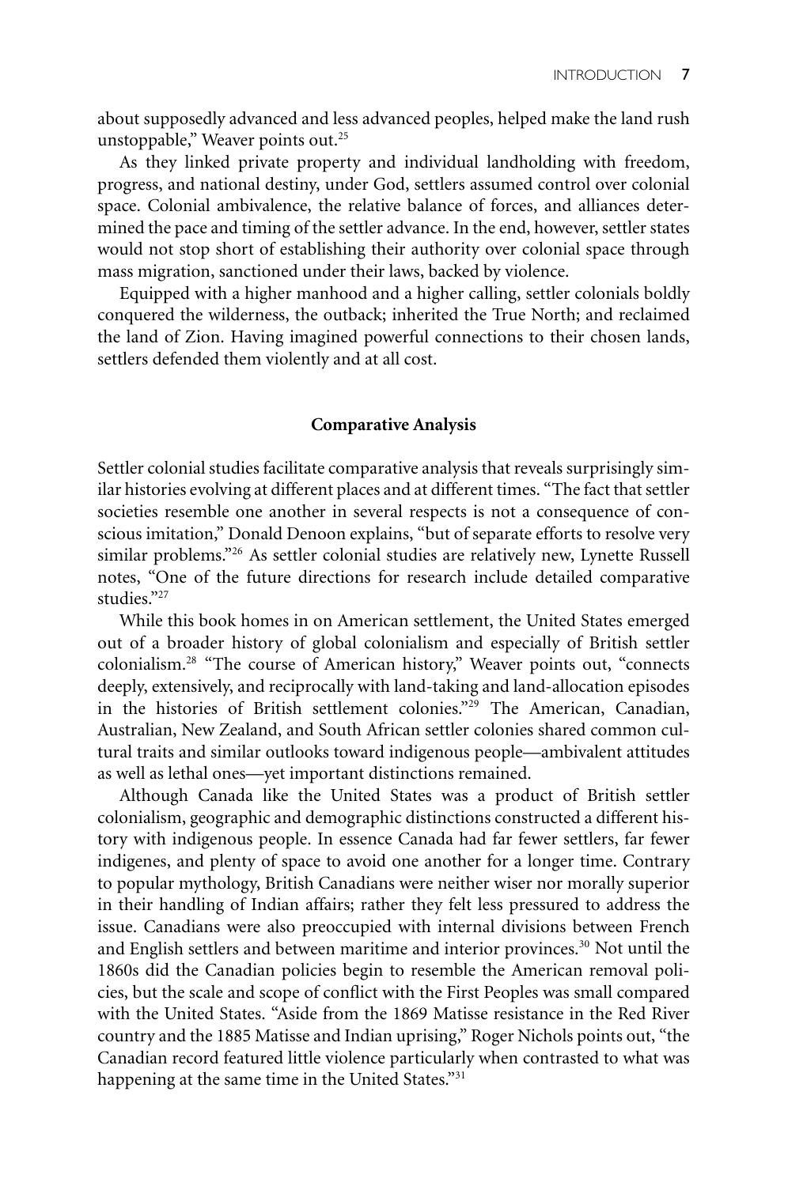about supposedly advanced and less advanced peoples, helped make the land rush unstoppable," Weaver points out.[25]

As they linked private property and individual landholding with freedom, progress, and national destiny, under God, settlers assumed control over colonial space. Colonial ambivalence, the relative balance of forces, and alliances determined the pace and timing of the settler advance. In the end, however, settler states would not stop short of establishing their authority over colonial space through mass migration, sanctioned under their laws, backed by violence.

Equipped with a higher manhood and a higher calling, settler colonials boldly conquered the wilderness, the outback; inherited the True North; and reclaimed the land of Zion. Having imagined powerful connections to their chosen lands, settlers defended them violently and at all cost.

## Comparative Analysis

Settler colonial studies facilitate comparative analysis that reveals surprisingly similar histories evolving at different places and at different times. "The fact that settler societies resemble one another in several respects is not a consequence of conscious imitation," Donald Denoon explains, "but of separate efforts to resolve very similar problems."[26] As settler colonial studies are relatively new, Lynette Russell notes, "One of the future directions for research include detailed comparative studies."[27]

While this book homes in on American settlement, the United States emerged out of a broader history of global colonialism and especially of British settler colonialism.[28] "The course of American history," Weaver points out, "connects deeply, extensively, and reciprocally with land-taking and land-allocation episodes in the histories of British settlement colonies."[29] The American, Canadian, Australian, New Zealand, and South African settler colonies shared common cultural traits and similar outlooks toward indigenous people—ambivalent attitudes as well as lethal ones—yet important distinctions remained.

Although Canada like the United States was a product of British settler colonialism, geographic and demographic distinctions constructed a different history with indigenous people. In essence Canada had far fewer settlers, far fewer indigenes, and plenty of space to avoid one another for a longer time. Contrary to popular mythology, British Canadians were neither wiser nor morally superior in their handling of Indian affairs; rather they felt less pressured to address the issue. Canadians were also preoccupied with internal divisions between French and English settlers and between maritime and interior provinces.[30] Not until the 1860s did the Canadian policies begin to resemble the American removal policies, but the scale and scope of conflict with the First Peoples was small compared with the United States. "Aside from the 1869 Matisse resistance in the Red River country and the 1885 Matisse and Indian uprising," Roger Nichols points out, "the Canadian record featured little violence particularly when contrasted to what was happening at the same time in the United States."[31]